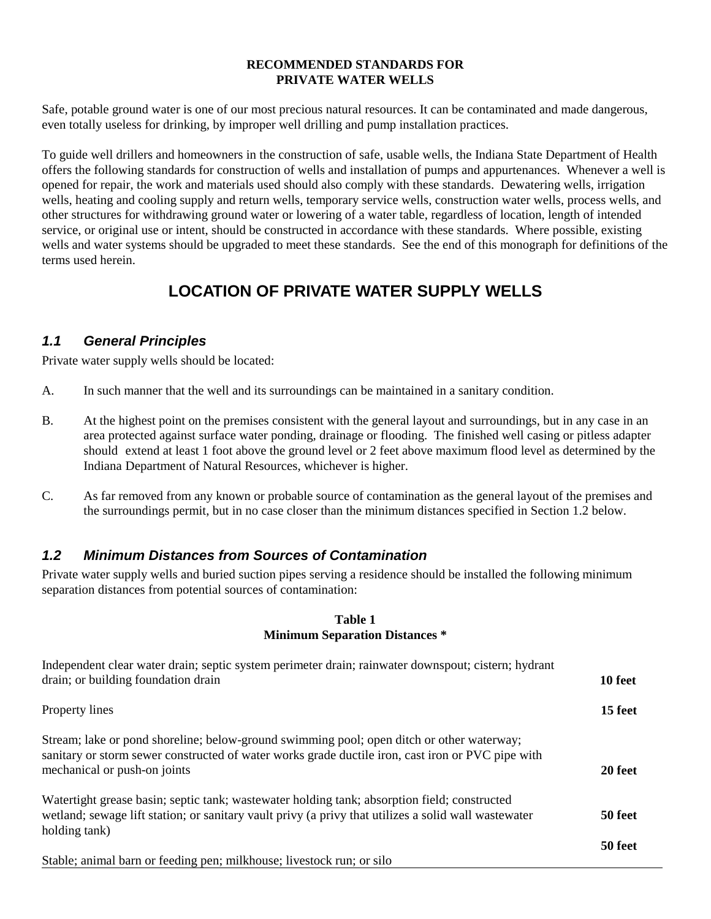**RECOMMENDED STANDARDS FOR PRIVATE WATER WELLS**

Safe, potable ground water is one of our most precious natural resources. It can be contaminated and made dangerous, even totally useless for drinking, by improper well drilling and pump installation practices.

To guide well drillers and homeowners in the construction of safe, usable wells, the Indiana State Department of Health offers the following standards for construction of wells and installation of pumps and appurtenances. Whenever a well is opened for repair, the work and materials used should also comply with these standards. Dewatering wells, irrigation wells, heating and cooling supply and return wells, temporary service wells, construction water wells, process wells, and other structures for withdrawing ground water or lowering of a water table, regardless of location, length of intended service, or original use or intent, should be constructed in accordance with these standards. Where possible, existing wells and water systems should be upgraded to meet these standards. See the end of this monograph for definitions of the terms used herein.

# LOCATION OF PRIVATE WATER SUPPLY WELLS

## *1.1 General Principles*

Private water supply wells should be located:

A. In such manner that the well and its surroundings can be maintained in a sanitary condition.

B. At the highest point on the premises consistent with the general layout and surroundings, but in any case in an area protected against surface water ponding, drainage or flooding. The finished well casing or pitless adapter should extend at least 1 foot above the ground level or 2 feet above maximum flood level as determined by the Indiana Department of Natural Resources, whichever is higher.

C. As far removed from any known or probable source of contamination as the general layout of the premises and the surroundings permit, but in no case closer than the minimum distances specified in Section 1.2 below.

## *1.2 Minimum Distances from Sources of Contamination*

Private water supply wells and buried suction pipes serving a residence should be installed the following minimum separation distances from potential sources of contamination:

**Table 1**
**Minimum Separation Distances \***

| Source | Distance |
|---|---|
| Independent clear water drain; septic system perimeter drain; rainwater downspout; cistern; hydrant drain; or building foundation drain | **10 feet** |
| Property lines | **15 feet** |
| Stream; lake or pond shoreline; below-ground swimming pool; open ditch or other waterway; sanitary or storm sewer constructed of water works grade ductile iron, cast iron or PVC pipe with mechanical or push-on joints | **20 feet** |
| Watertight grease basin; septic tank; wastewater holding tank; absorption field; constructed wetland; sewage lift station; or sanitary vault privy (a privy that utilizes a solid wall wastewater holding tank) | **50 feet** |
| Stable; animal barn or feeding pen; milkhouse; livestock run; or silo | **50 feet** |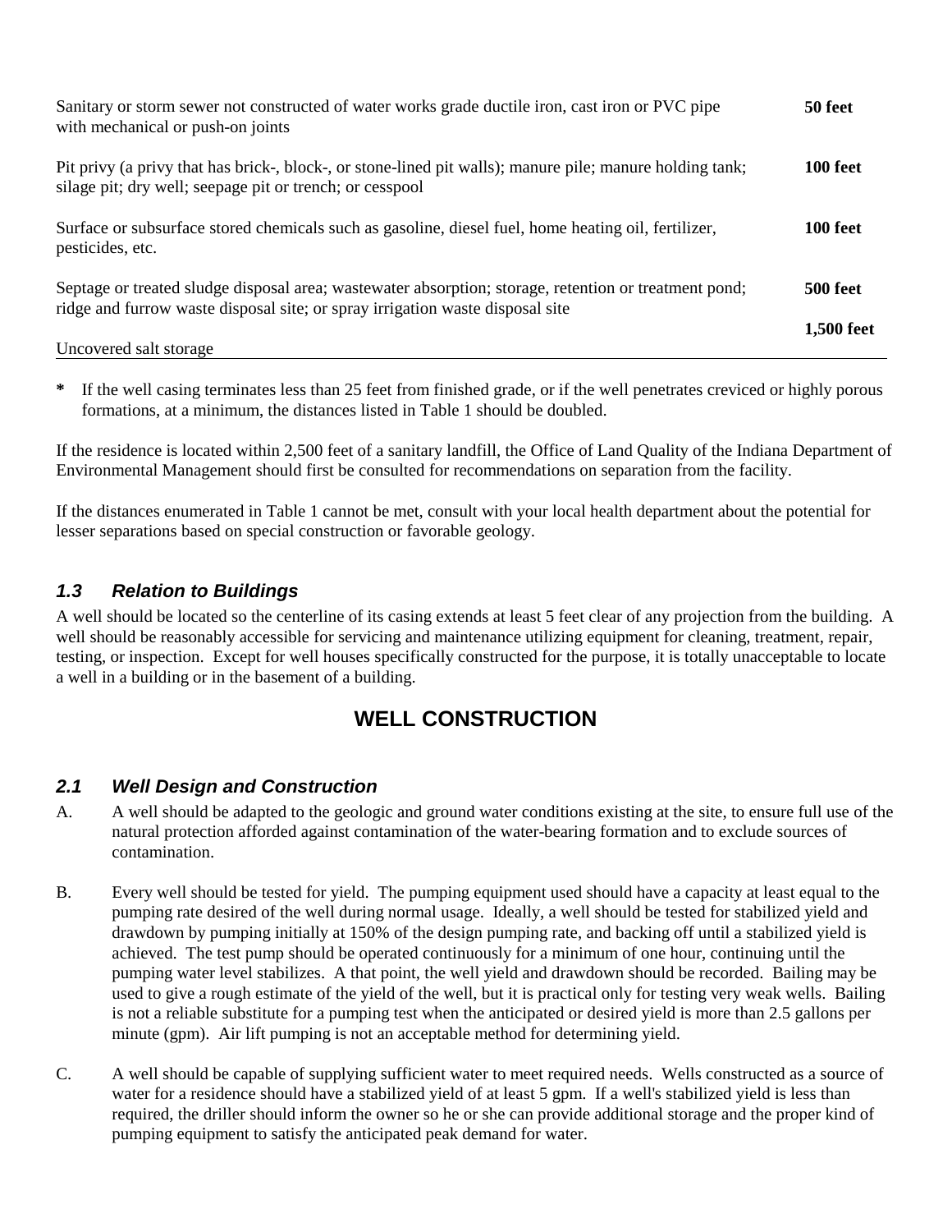| | |
|---|---|
| Sanitary or storm sewer not constructed of water works grade ductile iron, cast iron or PVC pipe with mechanical or push-on joints | **50 feet** |
| Pit privy (a privy that has brick-, block-, or stone-lined pit walls); manure pile; manure holding tank; silage pit; dry well; seepage pit or trench; or cesspool | **100 feet** |
| Surface or subsurface stored chemicals such as gasoline, diesel fuel, home heating oil, fertilizer, pesticides, etc. | **100 feet** |
| Septage or treated sludge disposal area; wastewater absorption; storage, retention or treatment pond; ridge and furrow waste disposal site; or spray irrigation waste disposal site | **500 feet** |
| Uncovered salt storage | **1,500 feet** |

**\*** If the well casing terminates less than 25 feet from finished grade, or if the well penetrates creviced or highly porous formations, at a minimum, the distances listed in Table 1 should be doubled.

If the residence is located within 2,500 feet of a sanitary landfill, the Office of Land Quality of the Indiana Department of Environmental Management should first be consulted for recommendations on separation from the facility.

If the distances enumerated in Table 1 cannot be met, consult with your local health department about the potential for lesser separations based on special construction or favorable geology.

### *1.3 Relation to Buildings*

A well should be located so the centerline of its casing extends at least 5 feet clear of any projection from the building. A well should be reasonably accessible for servicing and maintenance utilizing equipment for cleaning, treatment, repair, testing, or inspection. Except for well houses specifically constructed for the purpose, it is totally unacceptable to locate a well in a building or in the basement of a building.

## WELL CONSTRUCTION

### *2.1 Well Design and Construction*

A. A well should be adapted to the geologic and ground water conditions existing at the site, to ensure full use of the natural protection afforded against contamination of the water-bearing formation and to exclude sources of contamination.

B. Every well should be tested for yield. The pumping equipment used should have a capacity at least equal to the pumping rate desired of the well during normal usage. Ideally, a well should be tested for stabilized yield and drawdown by pumping initially at 150% of the design pumping rate, and backing off until a stabilized yield is achieved. The test pump should be operated continuously for a minimum of one hour, continuing until the pumping water level stabilizes. A that point, the well yield and drawdown should be recorded. Bailing may be used to give a rough estimate of the yield of the well, but it is practical only for testing very weak wells. Bailing is not a reliable substitute for a pumping test when the anticipated or desired yield is more than 2.5 gallons per minute (gpm). Air lift pumping is not an acceptable method for determining yield.

C. A well should be capable of supplying sufficient water to meet required needs. Wells constructed as a source of water for a residence should have a stabilized yield of at least 5 gpm. If a well's stabilized yield is less than required, the driller should inform the owner so he or she can provide additional storage and the proper kind of pumping equipment to satisfy the anticipated peak demand for water.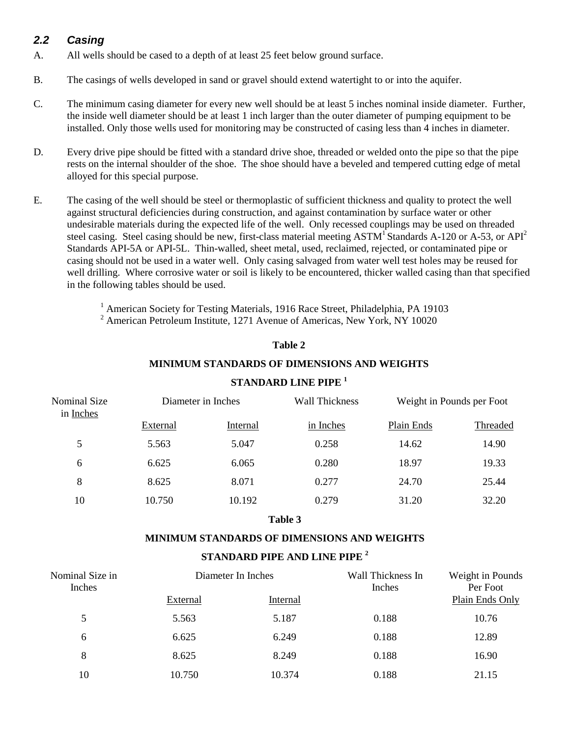## *2.2 Casing*

A. All wells should be cased to a depth of at least 25 feet below ground surface.

B. The casings of wells developed in sand or gravel should extend watertight to or into the aquifer.

C. The minimum casing diameter for every new well should be at least 5 inches nominal inside diameter. Further, the inside well diameter should be at least 1 inch larger than the outer diameter of pumping equipment to be installed. Only those wells used for monitoring may be constructed of casing less than 4 inches in diameter.

D. Every drive pipe should be fitted with a standard drive shoe, threaded or welded onto the pipe so that the pipe rests on the internal shoulder of the shoe. The shoe should have a beveled and tempered cutting edge of metal alloyed for this special purpose.

E. The casing of the well should be steel or thermoplastic of sufficient thickness and quality to protect the well against structural deficiencies during construction, and against contamination by surface water or other undesirable materials during the expected life of the well. Only recessed couplings may be used on threaded steel casing. Steel casing should be new, first-class material meeting ASTM[1] Standards A-120 or A-53, or API[2] Standards API-5A or API-5L. Thin-walled, sheet metal, used, reclaimed, rejected, or contaminated pipe or casing should not be used in a water well. Only casing salvaged from water well test holes may be reused for well drilling. Where corrosive water or soil is likely to be encountered, thicker walled casing than that specified in the following tables should be used.

[1] American Society for Testing Materials, 1916 Race Street, Philadelphia, PA 19103
[2] American Petroleum Institute, 1271 Avenue of Americas, New York, NY 10020

**Table 2**

**MINIMUM STANDARDS OF DIMENSIONS AND WEIGHTS**

**STANDARD LINE PIPE [1]**

| Nominal Size in Inches | Diameter in Inches | | Wall Thickness | Weight in Pounds per Foot | |
|---|---|---|---|---|---|
| | External | Internal | in Inches | Plain Ends | Threaded |
| 5 | 5.563 | 5.047 | 0.258 | 14.62 | 14.90 |
| 6 | 6.625 | 6.065 | 0.280 | 18.97 | 19.33 |
| 8 | 8.625 | 8.071 | 0.277 | 24.70 | 25.44 |
| 10 | 10.750 | 10.192 | 0.279 | 31.20 | 32.20 |

**Table 3**

**MINIMUM STANDARDS OF DIMENSIONS AND WEIGHTS**

**STANDARD PIPE AND LINE PIPE [2]**

| Nominal Size in Inches | Diameter In Inches | | Wall Thickness In Inches | Weight in Pounds Per Foot |
|---|---|---|---|---|
| | External | Internal | | Plain Ends Only |
| 5 | 5.563 | 5.187 | 0.188 | 10.76 |
| 6 | 6.625 | 6.249 | 0.188 | 12.89 |
| 8 | 8.625 | 8.249 | 0.188 | 16.90 |
| 10 | 10.750 | 10.374 | 0.188 | 21.15 |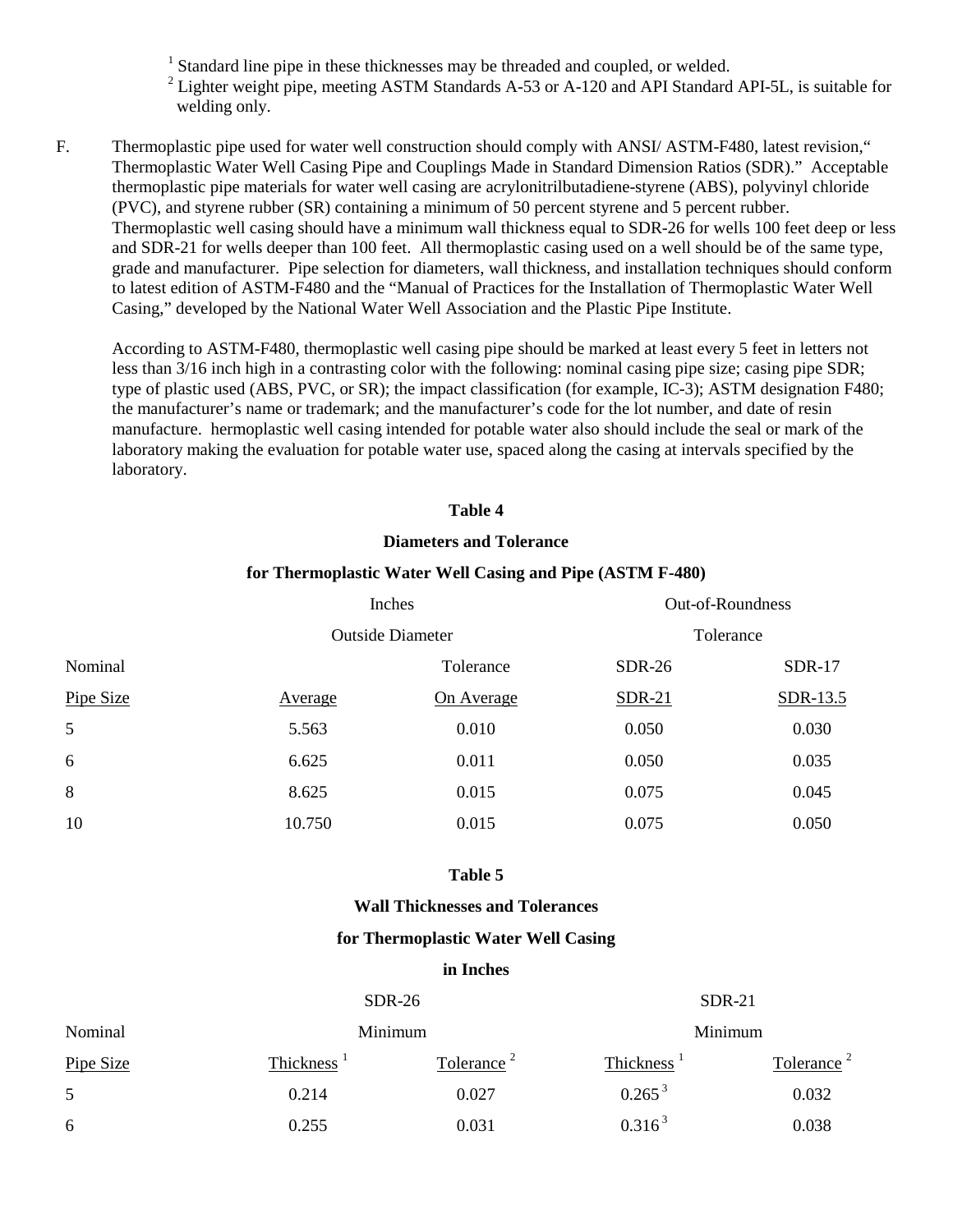[1] Standard line pipe in these thicknesses may be threaded and coupled, or welded.
[2] Lighter weight pipe, meeting ASTM Standards A-53 or A-120 and API Standard API-5L, is suitable for welding only.

F. Thermoplastic pipe used for water well construction should comply with ANSI/ ASTM-F480, latest revision,“ Thermoplastic Water Well Casing Pipe and Couplings Made in Standard Dimension Ratios (SDR).” Acceptable thermoplastic pipe materials for water well casing are acrylonitrilbutadiene-styrene (ABS), polyvinyl chloride (PVC), and styrene rubber (SR) containing a minimum of 50 percent styrene and 5 percent rubber. Thermoplastic well casing should have a minimum wall thickness equal to SDR-26 for wells 100 feet deep or less and SDR-21 for wells deeper than 100 feet. All thermoplastic casing used on a well should be of the same type, grade and manufacturer. Pipe selection for diameters, wall thickness, and installation techniques should conform to latest edition of ASTM-F480 and the “Manual of Practices for the Installation of Thermoplastic Water Well Casing,” developed by the National Water Well Association and the Plastic Pipe Institute.

According to ASTM-F480, thermoplastic well casing pipe should be marked at least every 5 feet in letters not less than 3/16 inch high in a contrasting color with the following: nominal casing pipe size; casing pipe SDR; type of plastic used (ABS, PVC, or SR); the impact classification (for example, IC-3); ASTM designation F480; the manufacturer’s name or trademark; and the manufacturer’s code for the lot number, and date of resin manufacture. hermoplastic well casing intended for potable water also should include the seal or mark of the laboratory making the evaluation for potable water use, spaced along the casing at intervals specified by the laboratory.

**Table 4**

**Diameters and Tolerance**

**for Thermoplastic Water Well Casing and Pipe (ASTM F-480)**

| | Inches Outside Diameter | | Out-of-Roundness Tolerance | |
|---|---|---|---|---|
| Nominal Pipe Size | Average | Tolerance On Average | SDR-26 SDR-21 | SDR-17 SDR-13.5 |
| 5 | 5.563 | 0.010 | 0.050 | 0.030 |
| 6 | 6.625 | 0.011 | 0.050 | 0.035 |
| 8 | 8.625 | 0.015 | 0.075 | 0.045 |
| 10 | 10.750 | 0.015 | 0.075 | 0.050 |

**Table 5**

**Wall Thicknesses and Tolerances**

**for Thermoplastic Water Well Casing**

**in Inches**

| | SDR-26 | | SDR-21 | |
|---|---|---|---|---|
| Nominal Pipe Size | Minimum Thickness [1] | Tolerance [2] | Minimum Thickness [1] | Tolerance [2] |
| 5 | 0.214 | 0.027 | 0.265 [3] | 0.032 |
| 6 | 0.255 | 0.031 | 0.316 [3] | 0.038 |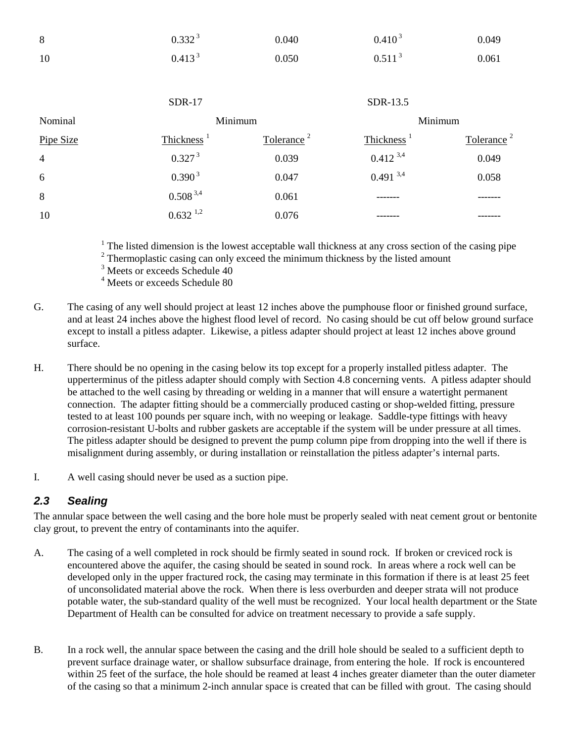| | | | | |
|---|---|---|---|---|
| 8 | 0.332 [3] | 0.040 | 0.410 [3] | 0.049 |
| 10 | 0.413 [3] | 0.050 | 0.511 [3] | 0.061 |

| | SDR-17 | | SDR-13.5 | |
|---|---|---|---|---|
| Nominal | Minimum | | Minimum | |
| Pipe Size | Thickness [1] | Tolerance [2] | Thickness [1] | Tolerance [2] |
| 4 | 0.327 [3] | 0.039 | 0.412 [3,4] | 0.049 |
| 6 | 0.390 [3] | 0.047 | 0.491 [3,4] | 0.058 |
| 8 | 0.508 [3,4] | 0.061 | ------- | ------- |
| 10 | 0.632 [1,2] | 0.076 | ------- | ------- |

[1] The listed dimension is the lowest acceptable wall thickness at any cross section of the casing pipe
[2] Thermoplastic casing can only exceed the minimum thickness by the listed amount
[3] Meets or exceeds Schedule 40
[4] Meets or exceeds Schedule 80

G. The casing of any well should project at least 12 inches above the pumphouse floor or finished ground surface, and at least 24 inches above the highest flood level of record. No casing should be cut off below ground surface except to install a pitless adapter. Likewise, a pitless adapter should project at least 12 inches above ground surface.

H. There should be no opening in the casing below its top except for a properly installed pitless adapter. The upperterminus of the pitless adapter should comply with Section 4.8 concerning vents. A pitless adapter should be attached to the well casing by threading or welding in a manner that will ensure a watertight permanent connection. The adapter fitting should be a commercially produced casting or shop-welded fitting, pressure tested to at least 100 pounds per square inch, with no weeping or leakage. Saddle-type fittings with heavy corrosion-resistant U-bolts and rubber gaskets are acceptable if the system will be under pressure at all times. The pitless adapter should be designed to prevent the pump column pipe from dropping into the well if there is misalignment during assembly, or during installation or reinstallation the pitless adapter's internal parts.

I. A well casing should never be used as a suction pipe.

### *2.3 Sealing*

The annular space between the well casing and the bore hole must be properly sealed with neat cement grout or bentonite clay grout, to prevent the entry of contaminants into the aquifer.

A. The casing of a well completed in rock should be firmly seated in sound rock. If broken or creviced rock is encountered above the aquifer, the casing should be seated in sound rock. In areas where a rock well can be developed only in the upper fractured rock, the casing may terminate in this formation if there is at least 25 feet of unconsolidated material above the rock. When there is less overburden and deeper strata will not produce potable water, the sub-standard quality of the well must be recognized. Your local health department or the State Department of Health can be consulted for advice on treatment necessary to provide a safe supply.

B. In a rock well, the annular space between the casing and the drill hole should be sealed to a sufficient depth to prevent surface drainage water, or shallow subsurface drainage, from entering the hole. If rock is encountered within 25 feet of the surface, the hole should be reamed at least 4 inches greater diameter than the outer diameter of the casing so that a minimum 2-inch annular space is created that can be filled with grout. The casing should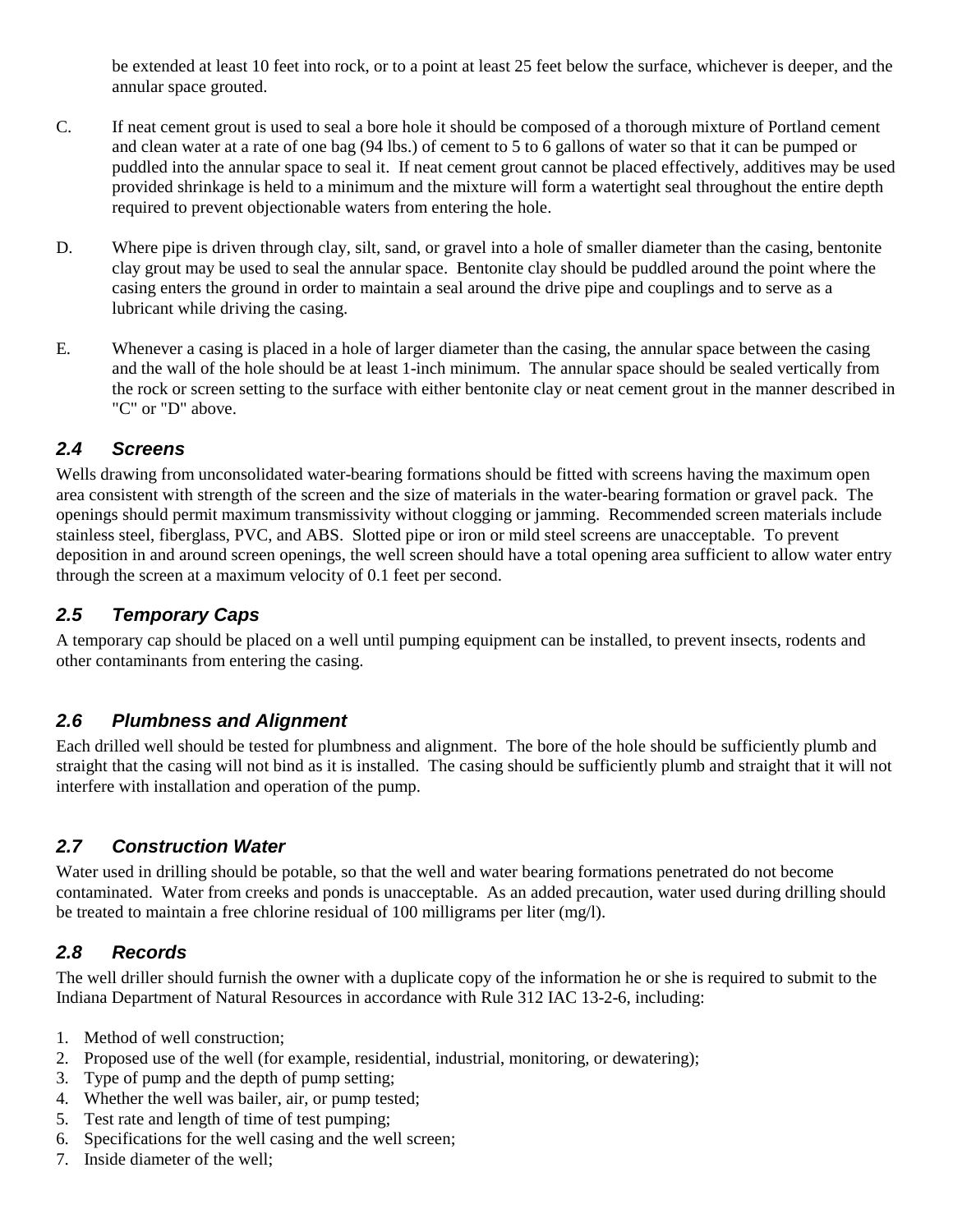be extended at least 10 feet into rock, or to a point at least 25 feet below the surface, whichever is deeper, and the annular space grouted.

C. If neat cement grout is used to seal a bore hole it should be composed of a thorough mixture of Portland cement and clean water at a rate of one bag (94 lbs.) of cement to 5 to 6 gallons of water so that it can be pumped or puddled into the annular space to seal it. If neat cement grout cannot be placed effectively, additives may be used provided shrinkage is held to a minimum and the mixture will form a watertight seal throughout the entire depth required to prevent objectionable waters from entering the hole.

D. Where pipe is driven through clay, silt, sand, or gravel into a hole of smaller diameter than the casing, bentonite clay grout may be used to seal the annular space. Bentonite clay should be puddled around the point where the casing enters the ground in order to maintain a seal around the drive pipe and couplings and to serve as a lubricant while driving the casing.

E. Whenever a casing is placed in a hole of larger diameter than the casing, the annular space between the casing and the wall of the hole should be at least 1-inch minimum. The annular space should be sealed vertically from the rock or screen setting to the surface with either bentonite clay or neat cement grout in the manner described in "C" or "D" above.

### *2.4 Screens*

Wells drawing from unconsolidated water-bearing formations should be fitted with screens having the maximum open area consistent with strength of the screen and the size of materials in the water-bearing formation or gravel pack. The openings should permit maximum transmissivity without clogging or jamming. Recommended screen materials include stainless steel, fiberglass, PVC, and ABS. Slotted pipe or iron or mild steel screens are unacceptable. To prevent deposition in and around screen openings, the well screen should have a total opening area sufficient to allow water entry through the screen at a maximum velocity of 0.1 feet per second.

### *2.5 Temporary Caps*

A temporary cap should be placed on a well until pumping equipment can be installed, to prevent insects, rodents and other contaminants from entering the casing.

### *2.6 Plumbness and Alignment*

Each drilled well should be tested for plumbness and alignment. The bore of the hole should be sufficiently plumb and straight that the casing will not bind as it is installed. The casing should be sufficiently plumb and straight that it will not interfere with installation and operation of the pump.

### *2.7 Construction Water*

Water used in drilling should be potable, so that the well and water bearing formations penetrated do not become contaminated. Water from creeks and ponds is unacceptable. As an added precaution, water used during drilling should be treated to maintain a free chlorine residual of 100 milligrams per liter (mg/l).

### *2.8 Records*

The well driller should furnish the owner with a duplicate copy of the information he or she is required to submit to the Indiana Department of Natural Resources in accordance with Rule 312 IAC 13-2-6, including:

1. Method of well construction;
2. Proposed use of the well (for example, residential, industrial, monitoring, or dewatering);
3. Type of pump and the depth of pump setting;
4. Whether the well was bailer, air, or pump tested;
5. Test rate and length of time of test pumping;
6. Specifications for the well casing and the well screen;
7. Inside diameter of the well;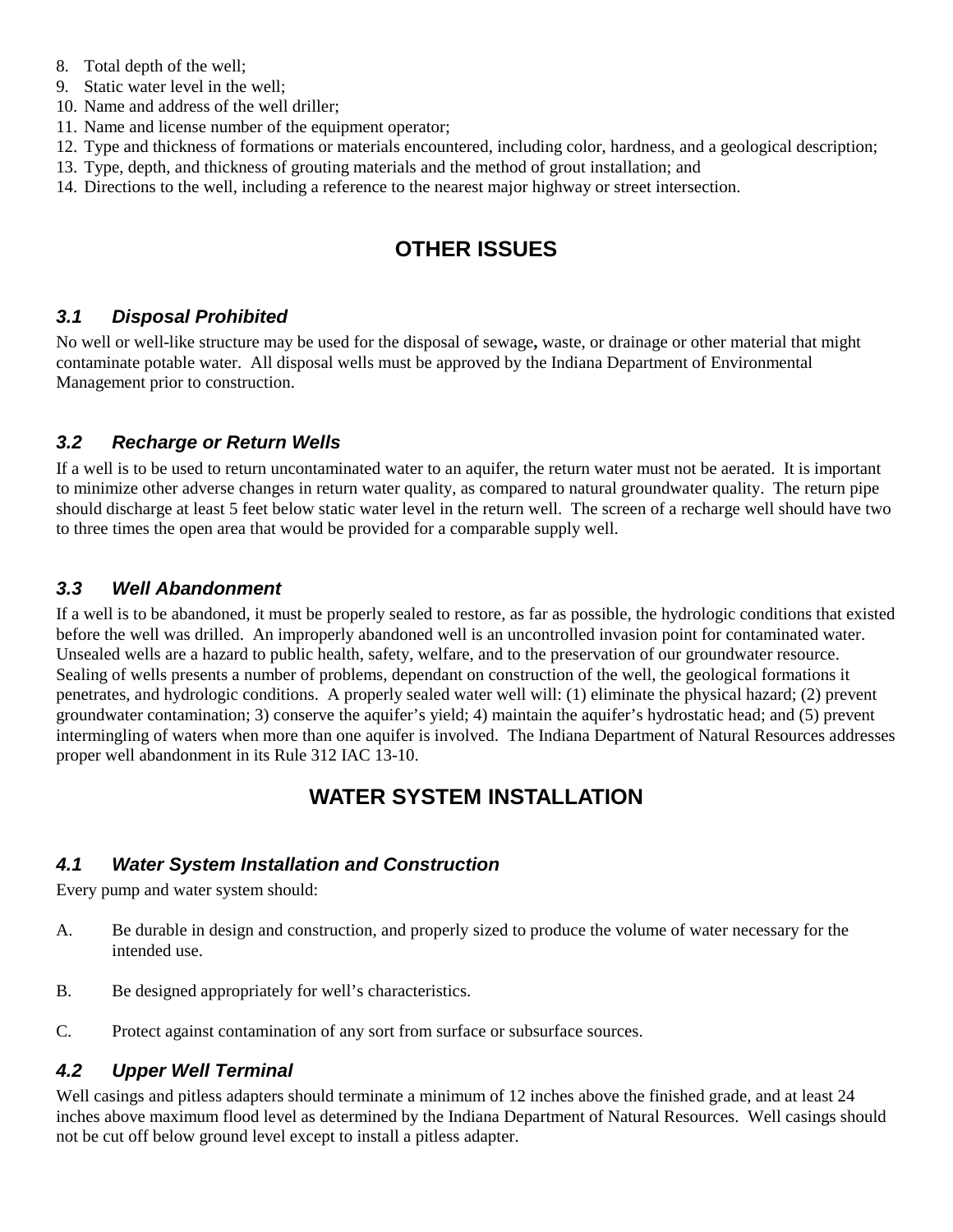8. Total depth of the well;
9. Static water level in the well;
10. Name and address of the well driller;
11. Name and license number of the equipment operator;
12. Type and thickness of formations or materials encountered, including color, hardness, and a geological description;
13. Type, depth, and thickness of grouting materials and the method of grout installation; and
14. Directions to the well, including a reference to the nearest major highway or street intersection.

## OTHER ISSUES

### *3.1 Disposal Prohibited*

No well or well-like structure may be used for the disposal of sewage**,** waste, or drainage or other material that might contaminate potable water. All disposal wells must be approved by the Indiana Department of Environmental Management prior to construction.

### *3.2 Recharge or Return Wells*

If a well is to be used to return uncontaminated water to an aquifer, the return water must not be aerated. It is important to minimize other adverse changes in return water quality, as compared to natural groundwater quality. The return pipe should discharge at least 5 feet below static water level in the return well. The screen of a recharge well should have two to three times the open area that would be provided for a comparable supply well.

### *3.3 Well Abandonment*

If a well is to be abandoned, it must be properly sealed to restore, as far as possible, the hydrologic conditions that existed before the well was drilled. An improperly abandoned well is an uncontrolled invasion point for contaminated water. Unsealed wells are a hazard to public health, safety, welfare, and to the preservation of our groundwater resource. Sealing of wells presents a number of problems, dependant on construction of the well, the geological formations it penetrates, and hydrologic conditions. A properly sealed water well will: (1) eliminate the physical hazard; (2) prevent groundwater contamination; 3) conserve the aquifer's yield; 4) maintain the aquifer's hydrostatic head; and (5) prevent intermingling of waters when more than one aquifer is involved. The Indiana Department of Natural Resources addresses proper well abandonment in its Rule 312 IAC 13-10.

## WATER SYSTEM INSTALLATION

### *4.1 Water System Installation and Construction*

Every pump and water system should:

A. Be durable in design and construction, and properly sized to produce the volume of water necessary for the intended use.

B. Be designed appropriately for well's characteristics.

C. Protect against contamination of any sort from surface or subsurface sources.

### *4.2 Upper Well Terminal*

Well casings and pitless adapters should terminate a minimum of 12 inches above the finished grade, and at least 24 inches above maximum flood level as determined by the Indiana Department of Natural Resources. Well casings should not be cut off below ground level except to install a pitless adapter.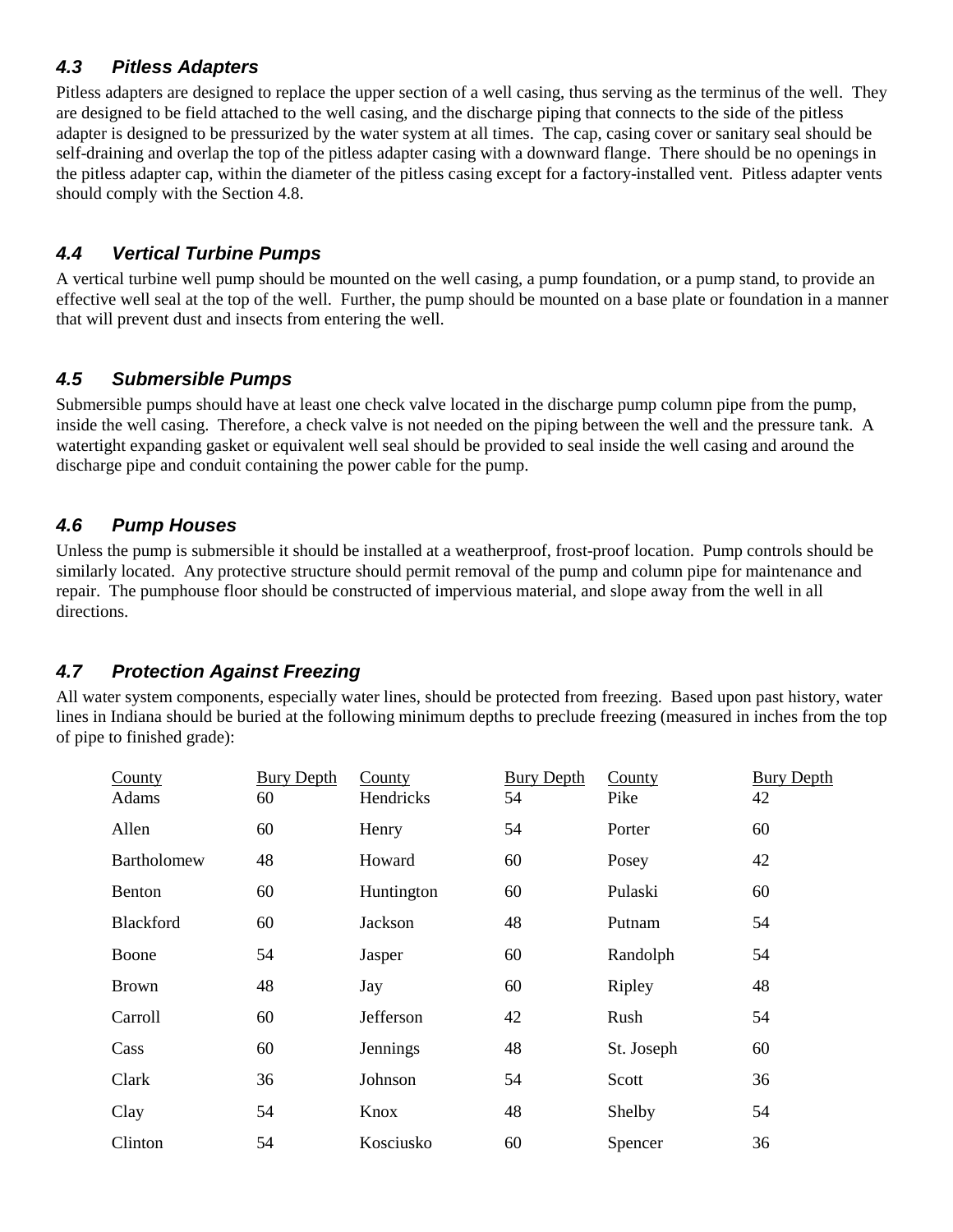### *4.3 Pitless Adapters*

Pitless adapters are designed to replace the upper section of a well casing, thus serving as the terminus of the well. They are designed to be field attached to the well casing, and the discharge piping that connects to the side of the pitless adapter is designed to be pressurized by the water system at all times. The cap, casing cover or sanitary seal should be self-draining and overlap the top of the pitless adapter casing with a downward flange. There should be no openings in the pitless adapter cap, within the diameter of the pitless casing except for a factory-installed vent. Pitless adapter vents should comply with the Section 4.8.

### *4.4 Vertical Turbine Pumps*

A vertical turbine well pump should be mounted on the well casing, a pump foundation, or a pump stand, to provide an effective well seal at the top of the well. Further, the pump should be mounted on a base plate or foundation in a manner that will prevent dust and insects from entering the well.

### *4.5 Submersible Pumps*

Submersible pumps should have at least one check valve located in the discharge pump column pipe from the pump, inside the well casing. Therefore, a check valve is not needed on the piping between the well and the pressure tank. A watertight expanding gasket or equivalent well seal should be provided to seal inside the well casing and around the discharge pipe and conduit containing the power cable for the pump.

### *4.6 Pump Houses*

Unless the pump is submersible it should be installed at a weatherproof, frost-proof location. Pump controls should be similarly located. Any protective structure should permit removal of the pump and column pipe for maintenance and repair. The pumphouse floor should be constructed of impervious material, and slope away from the well in all directions.

### *4.7 Protection Against Freezing*

All water system components, especially water lines, should be protected from freezing. Based upon past history, water lines in Indiana should be buried at the following minimum depths to preclude freezing (measured in inches from the top of pipe to finished grade):

| County | Bury Depth | County | Bury Depth | County | Bury Depth |
|---|---|---|---|---|---|
| Adams | 60 | Hendricks | 54 | Pike | 42 |
| Allen | 60 | Henry | 54 | Porter | 60 |
| Bartholomew | 48 | Howard | 60 | Posey | 42 |
| Benton | 60 | Huntington | 60 | Pulaski | 60 |
| Blackford | 60 | Jackson | 48 | Putnam | 54 |
| Boone | 54 | Jasper | 60 | Randolph | 54 |
| Brown | 48 | Jay | 60 | Ripley | 48 |
| Carroll | 60 | Jefferson | 42 | Rush | 54 |
| Cass | 60 | Jennings | 48 | St. Joseph | 60 |
| Clark | 36 | Johnson | 54 | Scott | 36 |
| Clay | 54 | Knox | 48 | Shelby | 54 |
| Clinton | 54 | Kosciusko | 60 | Spencer | 36 |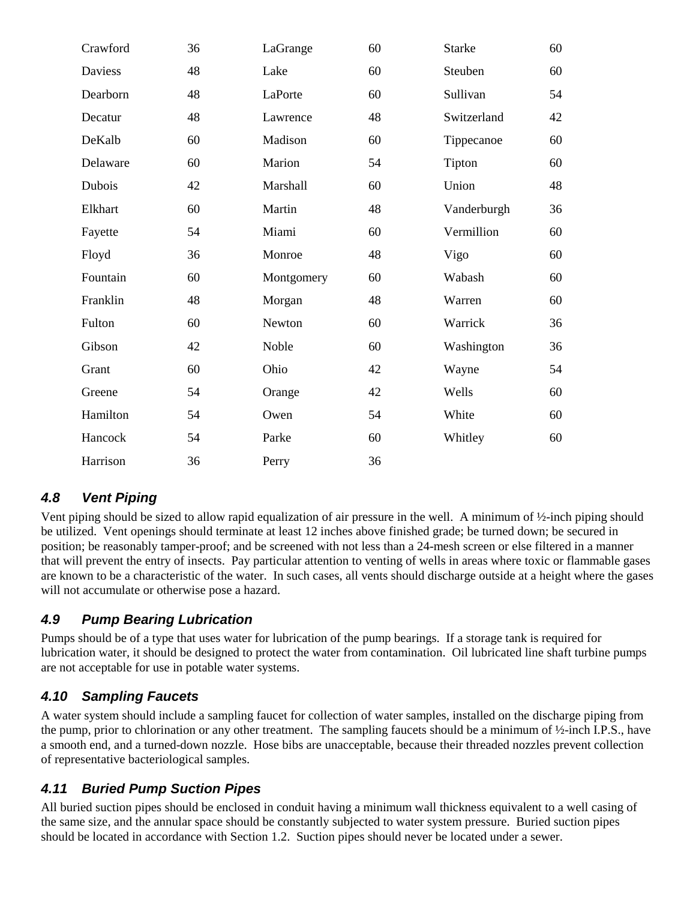| | | | | | |
|---|---|---|---|---|---|
| Crawford | 36 | LaGrange | 60 | Starke | 60 |
| Daviess | 48 | Lake | 60 | Steuben | 60 |
| Dearborn | 48 | LaPorte | 60 | Sullivan | 54 |
| Decatur | 48 | Lawrence | 48 | Switzerland | 42 |
| DeKalb | 60 | Madison | 60 | Tippecanoe | 60 |
| Delaware | 60 | Marion | 54 | Tipton | 60 |
| Dubois | 42 | Marshall | 60 | Union | 48 |
| Elkhart | 60 | Martin | 48 | Vanderburgh | 36 |
| Fayette | 54 | Miami | 60 | Vermillion | 60 |
| Floyd | 36 | Monroe | 48 | Vigo | 60 |
| Fountain | 60 | Montgomery | 60 | Wabash | 60 |
| Franklin | 48 | Morgan | 48 | Warren | 60 |
| Fulton | 60 | Newton | 60 | Warrick | 36 |
| Gibson | 42 | Noble | 60 | Washington | 36 |
| Grant | 60 | Ohio | 42 | Wayne | 54 |
| Greene | 54 | Orange | 42 | Wells | 60 |
| Hamilton | 54 | Owen | 54 | White | 60 |
| Hancock | 54 | Parke | 60 | Whitley | 60 |
| Harrison | 36 | Perry | 36 | | |

### *4.8 Vent Piping*

Vent piping should be sized to allow rapid equalization of air pressure in the well. A minimum of ½-inch piping should be utilized. Vent openings should terminate at least 12 inches above finished grade; be turned down; be secured in position; be reasonably tamper-proof; and be screened with not less than a 24-mesh screen or else filtered in a manner that will prevent the entry of insects. Pay particular attention to venting of wells in areas where toxic or flammable gases are known to be a characteristic of the water. In such cases, all vents should discharge outside at a height where the gases will not accumulate or otherwise pose a hazard.

### *4.9 Pump Bearing Lubrication*

Pumps should be of a type that uses water for lubrication of the pump bearings. If a storage tank is required for lubrication water, it should be designed to protect the water from contamination. Oil lubricated line shaft turbine pumps are not acceptable for use in potable water systems.

### *4.10 Sampling Faucets*

A water system should include a sampling faucet for collection of water samples, installed on the discharge piping from the pump, prior to chlorination or any other treatment. The sampling faucets should be a minimum of ½-inch I.P.S., have a smooth end, and a turned-down nozzle. Hose bibs are unacceptable, because their threaded nozzles prevent collection of representative bacteriological samples.

### *4.11 Buried Pump Suction Pipes*

All buried suction pipes should be enclosed in conduit having a minimum wall thickness equivalent to a well casing of the same size, and the annular space should be constantly subjected to water system pressure. Buried suction pipes should be located in accordance with Section 1.2. Suction pipes should never be located under a sewer.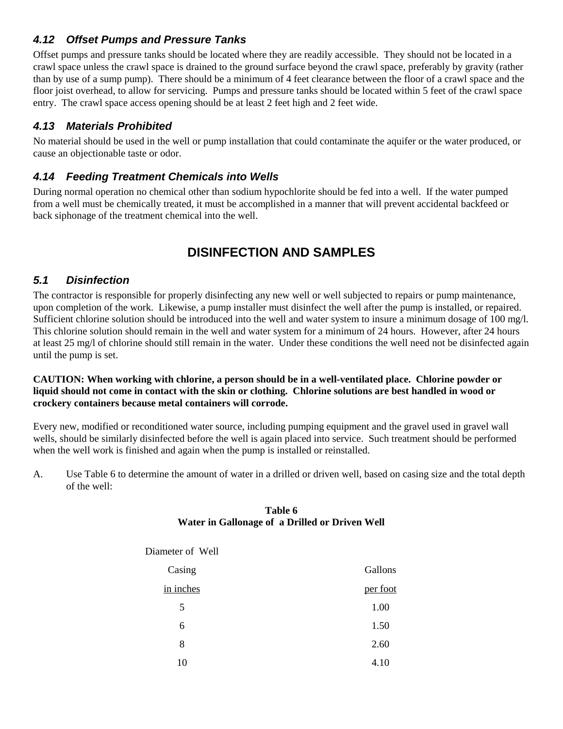### 4.12 Offset Pumps and Pressure Tanks

Offset pumps and pressure tanks should be located where they are readily accessible. They should not be located in a crawl space unless the crawl space is drained to the ground surface beyond the crawl space, preferably by gravity (rather than by use of a sump pump). There should be a minimum of 4 feet clearance between the floor of a crawl space and the floor joist overhead, to allow for servicing. Pumps and pressure tanks should be located within 5 feet of the crawl space entry. The crawl space access opening should be at least 2 feet high and 2 feet wide.

### 4.13 Materials Prohibited

No material should be used in the well or pump installation that could contaminate the aquifer or the water produced, or cause an objectionable taste or odor.

### 4.14 Feeding Treatment Chemicals into Wells

During normal operation no chemical other than sodium hypochlorite should be fed into a well. If the water pumped from a well must be chemically treated, it must be accomplished in a manner that will prevent accidental backfeed or back siphonage of the treatment chemical into the well.

## DISINFECTION AND SAMPLES

### 5.1 Disinfection

The contractor is responsible for properly disinfecting any new well or well subjected to repairs or pump maintenance, upon completion of the work. Likewise, a pump installer must disinfect the well after the pump is installed, or repaired. Sufficient chlorine solution should be introduced into the well and water system to insure a minimum dosage of 100 mg/l. This chlorine solution should remain in the well and water system for a minimum of 24 hours. However, after 24 hours at least 25 mg/l of chlorine should still remain in the water. Under these conditions the well need not be disinfected again until the pump is set.

**CAUTION: When working with chlorine, a person should be in a well-ventilated place. Chlorine powder or liquid should not come in contact with the skin or clothing. Chlorine solutions are best handled in wood or crockery containers because metal containers will corrode.**

Every new, modified or reconditioned water source, including pumping equipment and the gravel used in gravel wall wells, should be similarly disinfected before the well is again placed into service. Such treatment should be performed when the well work is finished and again when the pump is installed or reinstalled.

A. Use Table 6 to determine the amount of water in a drilled or driven well, based on casing size and the total depth of the well:

**Table 6**
**Water in Gallonage of a Drilled or Driven Well**

| Diameter of Well Casing in inches | Gallons per foot |
|---|---|
| 5 | 1.00 |
| 6 | 1.50 |
| 8 | 2.60 |
| 10 | 4.10 |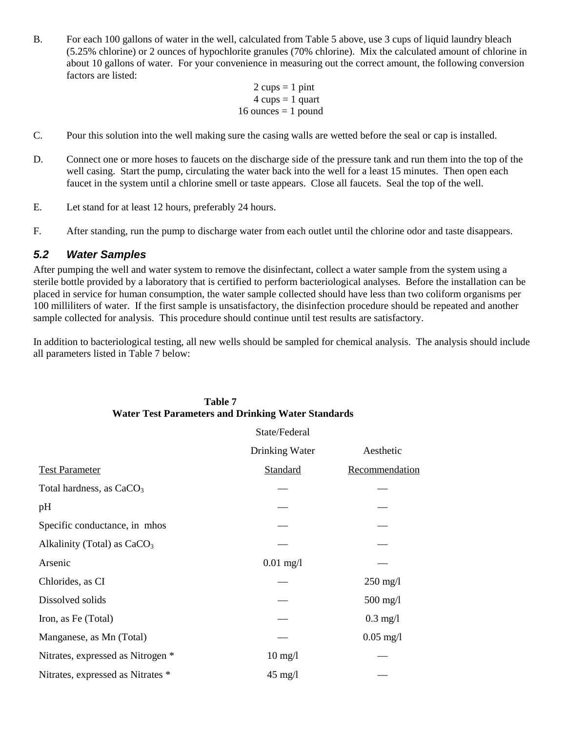B. For each 100 gallons of water in the well, calculated from Table 5 above, use 3 cups of liquid laundry bleach (5.25% chlorine) or 2 ounces of hypochlorite granules (70% chlorine). Mix the calculated amount of chlorine in about 10 gallons of water. For your convenience in measuring out the correct amount, the following conversion factors are listed:

2 cups = 1 pint
4 cups = 1 quart
16 ounces = 1 pound

C. Pour this solution into the well making sure the casing walls are wetted before the seal or cap is installed.

D. Connect one or more hoses to faucets on the discharge side of the pressure tank and run them into the top of the well casing. Start the pump, circulating the water back into the well for a least 15 minutes. Then open each faucet in the system until a chlorine smell or taste appears. Close all faucets. Seal the top of the well.

E. Let stand for at least 12 hours, preferably 24 hours.

F. After standing, run the pump to discharge water from each outlet until the chlorine odor and taste disappears.

### *5.2 Water Samples*

After pumping the well and water system to remove the disinfectant, collect a water sample from the system using a sterile bottle provided by a laboratory that is certified to perform bacteriological analyses. Before the installation can be placed in service for human consumption, the water sample collected should have less than two coliform organisms per 100 milliliters of water. If the first sample is unsatisfactory, the disinfection procedure should be repeated and another sample collected for analysis. This procedure should continue until test results are satisfactory.

In addition to bacteriological testing, all new wells should be sampled for chemical analysis. The analysis should include all parameters listed in Table 7 below:

**Table 7**
**Water Test Parameters and Drinking Water Standards**

| Test Parameter | State/Federal Drinking Water Standard | Aesthetic Recommendation |
|---|---|---|
| Total hardness, as $CaCO_3$ | — | — |
| pH | — | — |
| Specific conductance, in mhos | — | — |
| Alkalinity (Total) as $CaCO_3$ | — | — |
| Arsenic | 0.01 mg/l | — |
| Chlorides, as CI | — | 250 mg/l |
| Dissolved solids | — | 500 mg/l |
| Iron, as Fe (Total) | — | 0.3 mg/l |
| Manganese, as Mn (Total) | — | 0.05 mg/l |
| Nitrates, expressed as Nitrogen * | 10 mg/l | — |
| Nitrates, expressed as Nitrates * | 45 mg/l | — |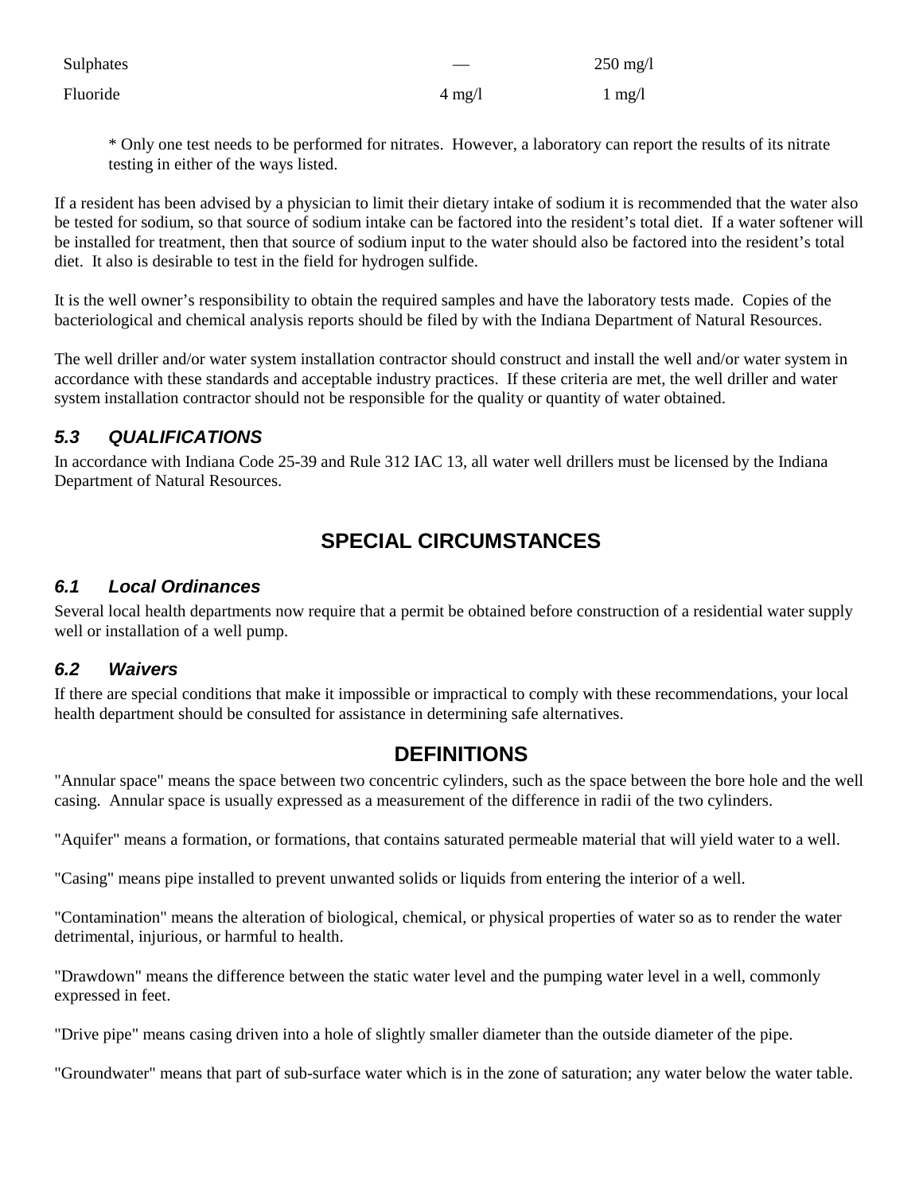| | | |
|---|---|---|
| Sulphates | — | 250 mg/l |
| Fluoride | 4 mg/l | 1 mg/l |

\* Only one test needs to be performed for nitrates. However, a laboratory can report the results of its nitrate testing in either of the ways listed.

If a resident has been advised by a physician to limit their dietary intake of sodium it is recommended that the water also be tested for sodium, so that source of sodium intake can be factored into the resident's total diet. If a water softener will be installed for treatment, then that source of sodium input to the water should also be factored into the resident's total diet. It also is desirable to test in the field for hydrogen sulfide.

It is the well owner's responsibility to obtain the required samples and have the laboratory tests made. Copies of the bacteriological and chemical analysis reports should be filed by with the Indiana Department of Natural Resources.

The well driller and/or water system installation contractor should construct and install the well and/or water system in accordance with these standards and acceptable industry practices. If these criteria are met, the well driller and water system installation contractor should not be responsible for the quality or quantity of water obtained.

### *5.3 QUALIFICATIONS*

In accordance with Indiana Code 25-39 and Rule 312 IAC 13, all water well drillers must be licensed by the Indiana Department of Natural Resources.

## SPECIAL CIRCUMSTANCES

### *6.1 Local Ordinances*

Several local health departments now require that a permit be obtained before construction of a residential water supply well or installation of a well pump.

### *6.2 Waivers*

If there are special conditions that make it impossible or impractical to comply with these recommendations, your local health department should be consulted for assistance in determining safe alternatives.

## DEFINITIONS

"Annular space" means the space between two concentric cylinders, such as the space between the bore hole and the well casing. Annular space is usually expressed as a measurement of the difference in radii of the two cylinders.

"Aquifer" means a formation, or formations, that contains saturated permeable material that will yield water to a well.

"Casing" means pipe installed to prevent unwanted solids or liquids from entering the interior of a well.

"Contamination" means the alteration of biological, chemical, or physical properties of water so as to render the water detrimental, injurious, or harmful to health.

"Drawdown" means the difference between the static water level and the pumping water level in a well, commonly expressed in feet.

"Drive pipe" means casing driven into a hole of slightly smaller diameter than the outside diameter of the pipe.

"Groundwater" means that part of sub-surface water which is in the zone of saturation; any water below the water table.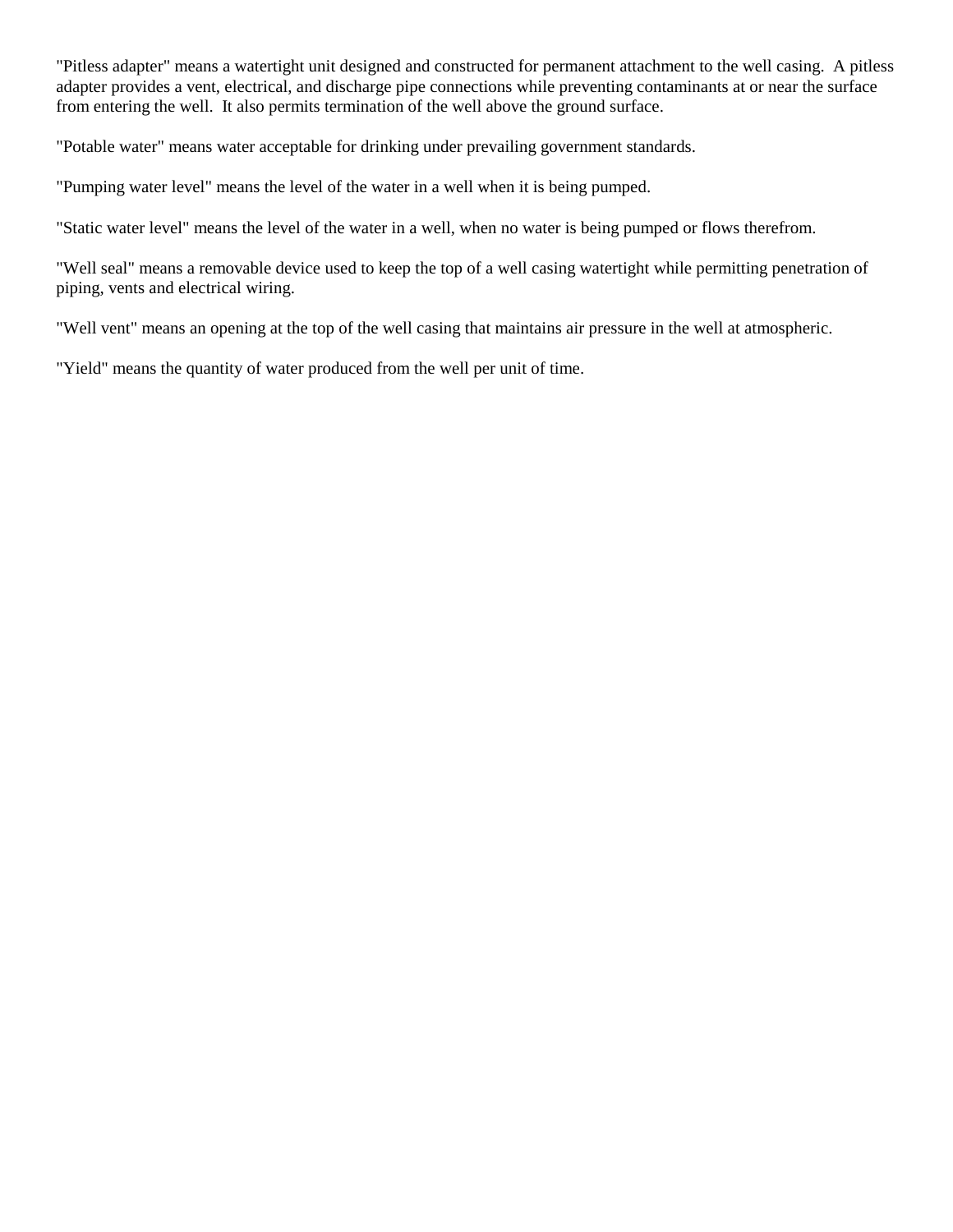"Pitless adapter" means a watertight unit designed and constructed for permanent attachment to the well casing.  A pitless adapter provides a vent, electrical, and discharge pipe connections while preventing contaminants at or near the surface from entering the well.  It also permits termination of the well above the ground surface.

"Potable water" means water acceptable for drinking under prevailing government standards.

"Pumping water level" means the level of the water in a well when it is being pumped.

"Static water level" means the level of the water in a well, when no water is being pumped or flows therefrom.

"Well seal" means a removable device used to keep the top of a well casing watertight while permitting penetration of piping, vents and electrical wiring.

"Well vent" means an opening at the top of the well casing that maintains air pressure in the well at atmospheric.

"Yield" means the quantity of water produced from the well per unit of time.